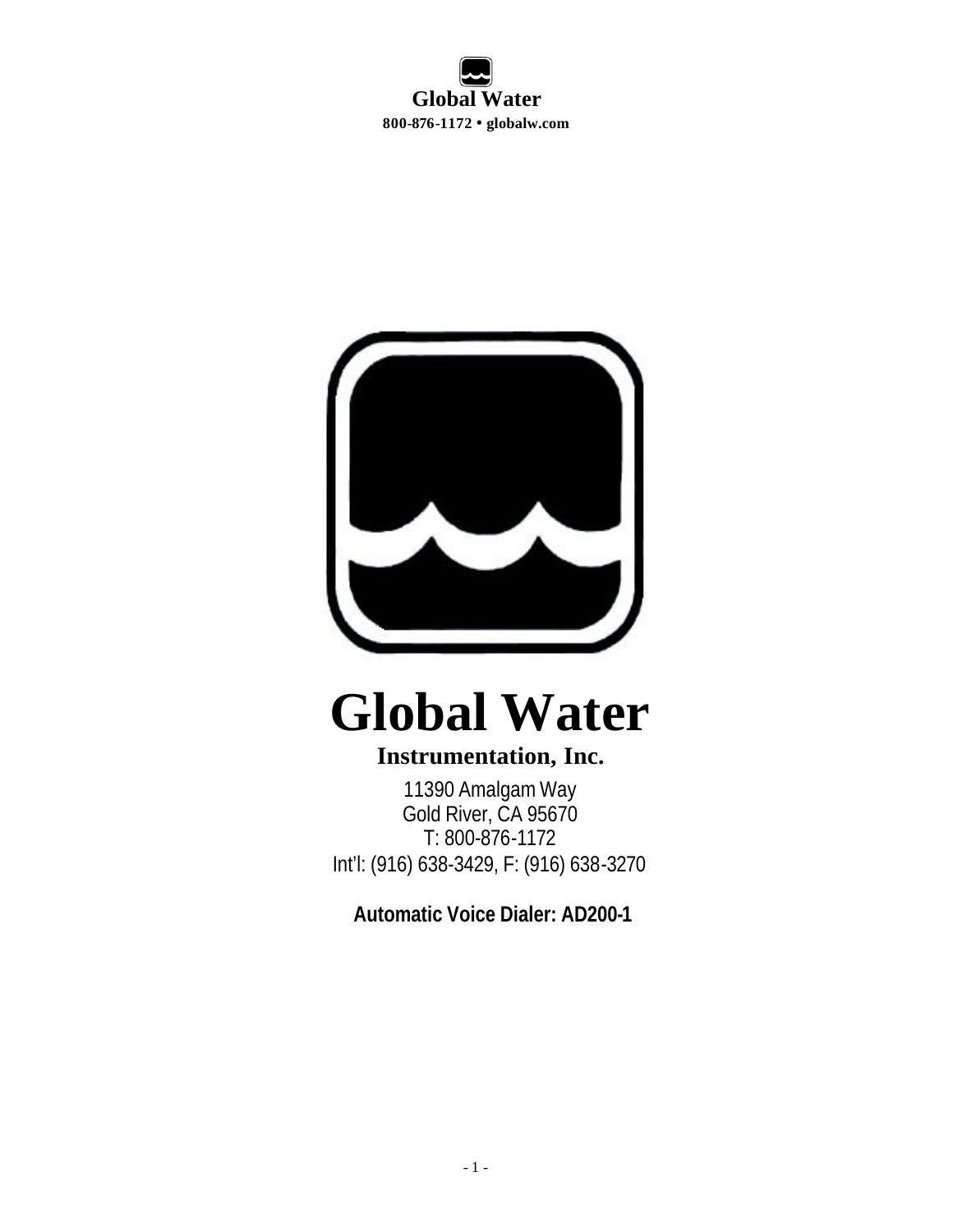Global Water

800-876-1172 • globalw.com

# Global Water

## Instrumentation, Inc.

11390 Amalgam Way
Gold River, CA 95670
T: 800-876-1172
Int'l: (916) 638-3429, F: (916) 638-3270

**Automatic Voice Dialer: AD200-1**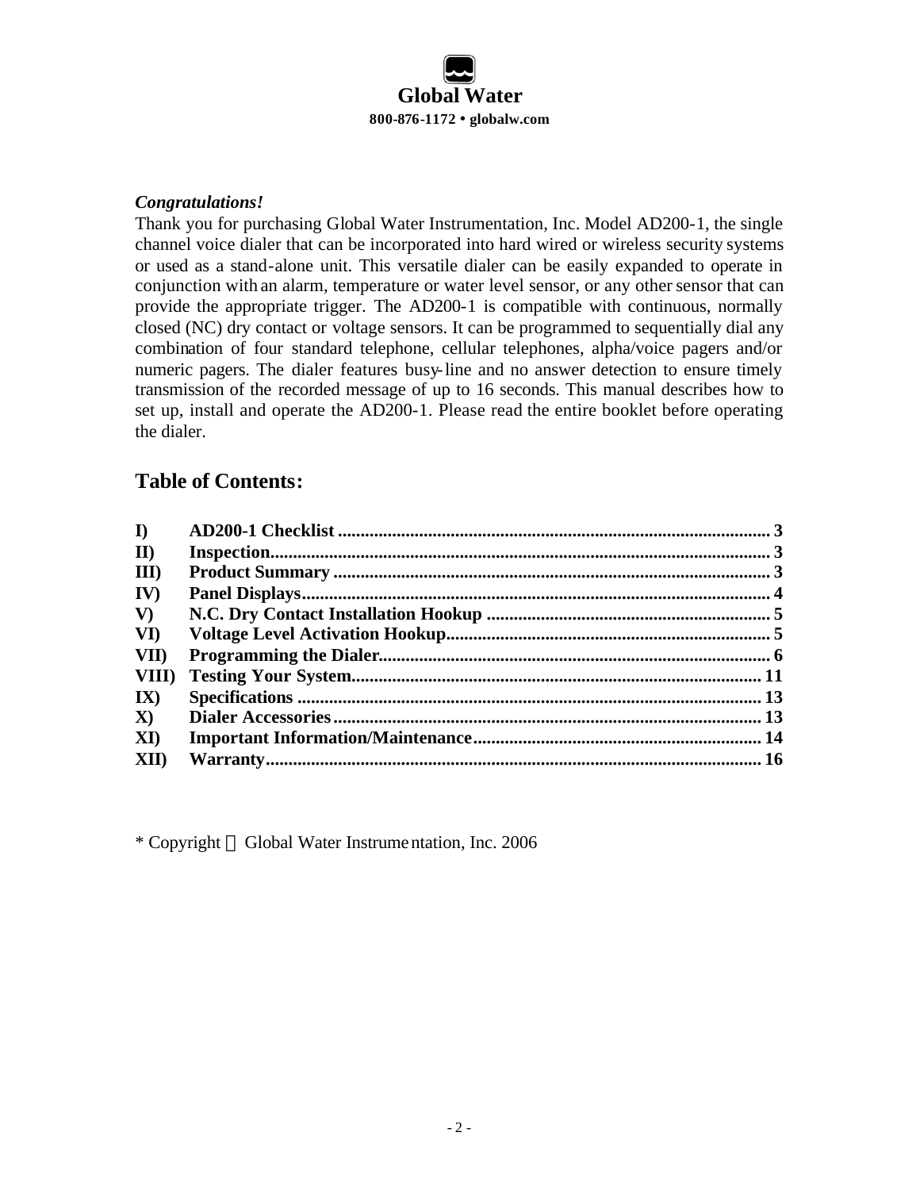**Global Water**
**800-876-1172 • globalw.com**

***Congratulations!***

Thank you for purchasing Global Water Instrumentation, Inc. Model AD200-1, the single channel voice dialer that can be incorporated into hard wired or wireless security systems or used as a stand-alone unit. This versatile dialer can be easily expanded to operate in conjunction with an alarm, temperature or water level sensor, or any other sensor that can provide the appropriate trigger. The AD200-1 is compatible with continuous, normally closed (NC) dry contact or voltage sensors. It can be programmed to sequentially dial any combination of four standard telephone, cellular telephones, alpha/voice pagers and/or numeric pagers. The dialer features busy-line and no answer detection to ensure timely transmission of the recorded message of up to 16 seconds. This manual describes how to set up, install and operate the AD200-1. Please read the entire booklet before operating the dialer.

## Table of Contents:

| | | |
|---|---|---|
| **I)** | **AD200-1 Checklist** | **3** |
| **II)** | **Inspection** | **3** |
| **III)** | **Product Summary** | **3** |
| **IV)** | **Panel Displays** | **4** |
| **V)** | **N.C. Dry Contact Installation Hookup** | **5** |
| **VI)** | **Voltage Level Activation Hookup** | **5** |
| **VII)** | **Programming the Dialer** | **6** |
| **VIII)** | **Testing Your System** | **11** |
| **IX)** | **Specifications** | **13** |
| **X)** | **Dialer Accessories** | **13** |
| **XI)** | **Important Information/Maintenance** | **14** |
| **XII)** | **Warranty** | **16** |

\* Copyright © Global Water Instrumentation, Inc. 2006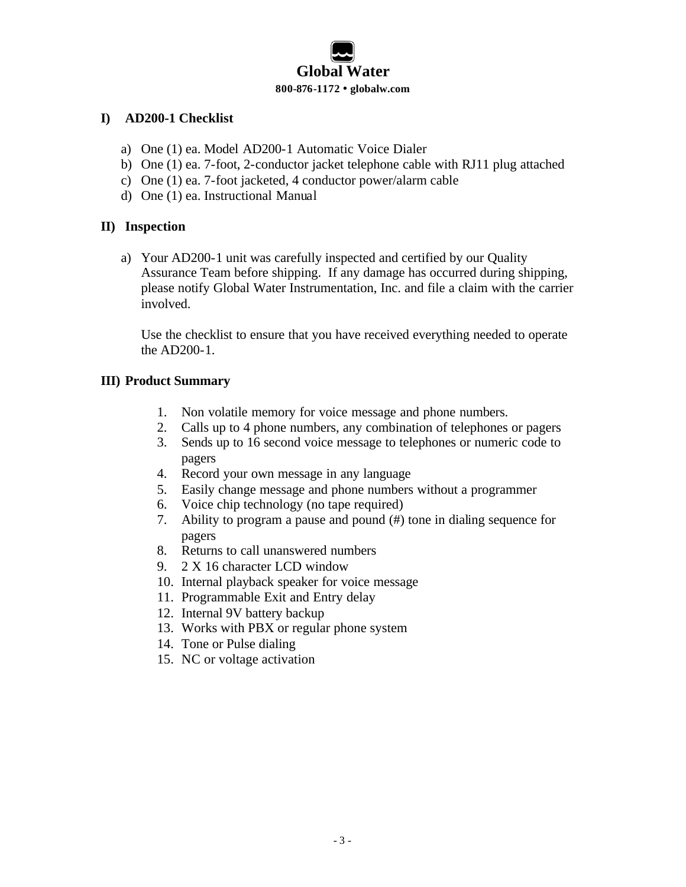**Global Water**

**800-876-1172 • globalw.com**

## I) AD200-1 Checklist

a) One (1) ea. Model AD200-1 Automatic Voice Dialer
b) One (1) ea. 7-foot, 2-conductor jacket telephone cable with RJ11 plug attached
c) One (1) ea. 7-foot jacketed, 4 conductor power/alarm cable
d) One (1) ea. Instructional Manual

## II) Inspection

a) Your AD200-1 unit was carefully inspected and certified by our Quality Assurance Team before shipping. If any damage has occurred during shipping, please notify Global Water Instrumentation, Inc. and file a claim with the carrier involved.

Use the checklist to ensure that you have received everything needed to operate the AD200-1.

## III) Product Summary

1. Non volatile memory for voice message and phone numbers.
2. Calls up to 4 phone numbers, any combination of telephones or pagers
3. Sends up to 16 second voice message to telephones or numeric code to pagers
4. Record your own message in any language
5. Easily change message and phone numbers without a programmer
6. Voice chip technology (no tape required)
7. Ability to program a pause and pound (#) tone in dialing sequence for pagers
8. Returns to call unanswered numbers
9. 2 X 16 character LCD window
10. Internal playback speaker for voice message
11. Programmable Exit and Entry delay
12. Internal 9V battery backup
13. Works with PBX or regular phone system
14. Tone or Pulse dialing
15. NC or voltage activation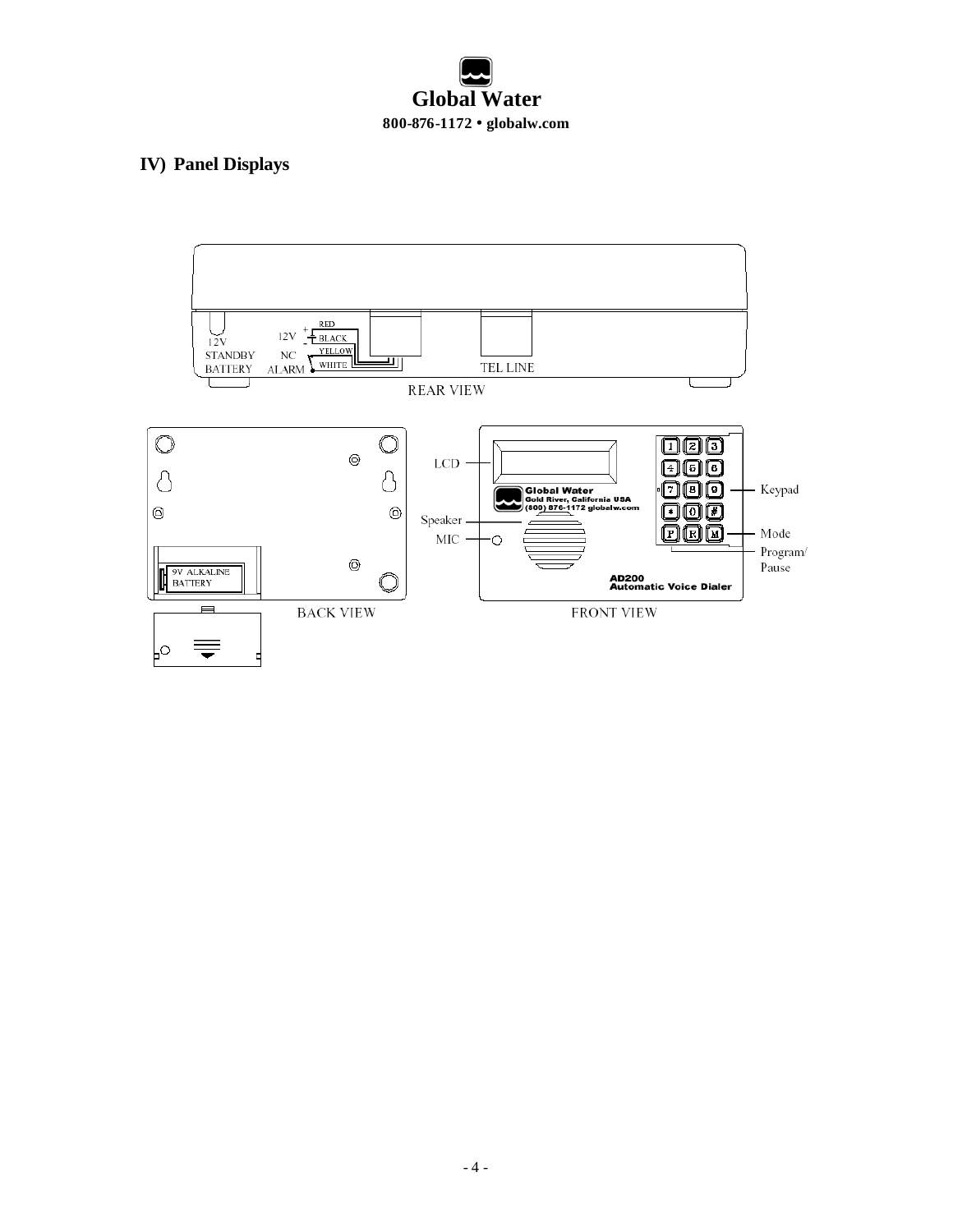## IV) Panel Displays

12V STANDBY BATTERY

12V + RED − BLACK

NC ALARM YELLOW WHITE

TEL LINE

REAR VIEW

9V ALKALINE BATTERY

BACK VIEW

LCD

Speaker

MIC

Global Water
Gold River, California USA
(800) 876-1172 globalw.com

Keypad

Mode

Program/ Pause

AD200
Automatic Voice Dialer

FRONT VIEW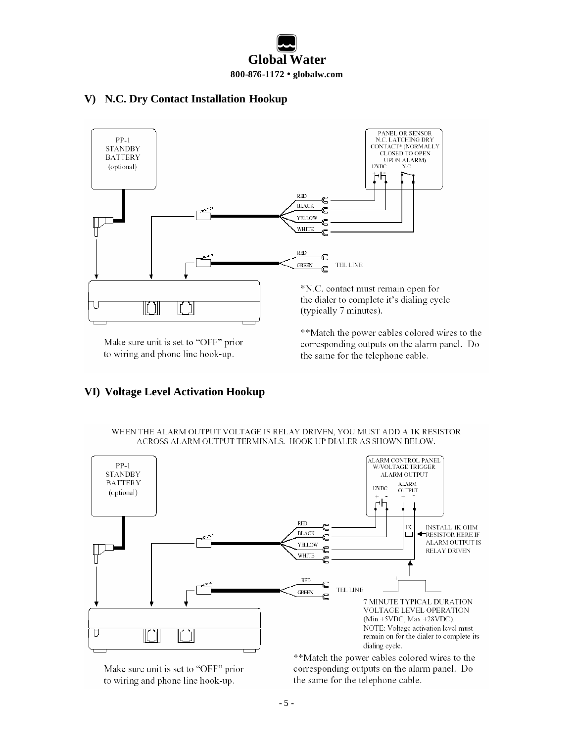## V) N.C. Dry Contact Installation Hookup

PP-1
STANDBY
BATTERY
(optional)

PANEL OR SENSOR
N.C. LATCHING DRY
CONTACT* (NORMALLY
CLOSED TO OPEN
UPON ALARM)
12VDC N.C.

RED
BLACK
YELLOW
WHITE

RED
GREEN
TEL LINE

*N.C. contact must remain open for the dialer to complete it's dialing cycle (typically 7 minutes).

**Match the power cables colored wires to the corresponding outputs on the alarm panel. Do the same for the telephone cable.

Make sure unit is set to "OFF" prior to wiring and phone line hook-up.

## VI) Voltage Level Activation Hookup

WHEN THE ALARM OUTPUT VOLTAGE IS RELAY DRIVEN, YOU MUST ADD A 1K RESISTOR ACROSS ALARM OUTPUT TERMINALS. HOOK UP DIALER AS SHOWN BELOW.

PP-1
STANDBY
BATTERY
(optional)

ALARM CONTROL PANEL
W/VOLTAGE TRIGGER
ALARM OUTPUT
12VDC ALARM OUTPUT

RED
BLACK
YELLOW
WHITE

1K
INSTALL 1K OHM RESISTOR HERE IF ALARM OUTPUT IS RELAY DRIVEN

RED
GREEN
TEL LINE

7 MINUTE TYPICAL DURATION
VOLTAGE LEVEL OPERATION
(Min +5VDC, Max +28VDC).
NOTE: Voltage activation level must remain on for the dialer to complete its dialing cycle.

**Match the power cables colored wires to the corresponding outputs on the alarm panel. Do the same for the telephone cable.

Make sure unit is set to "OFF" prior to wiring and phone line hook-up.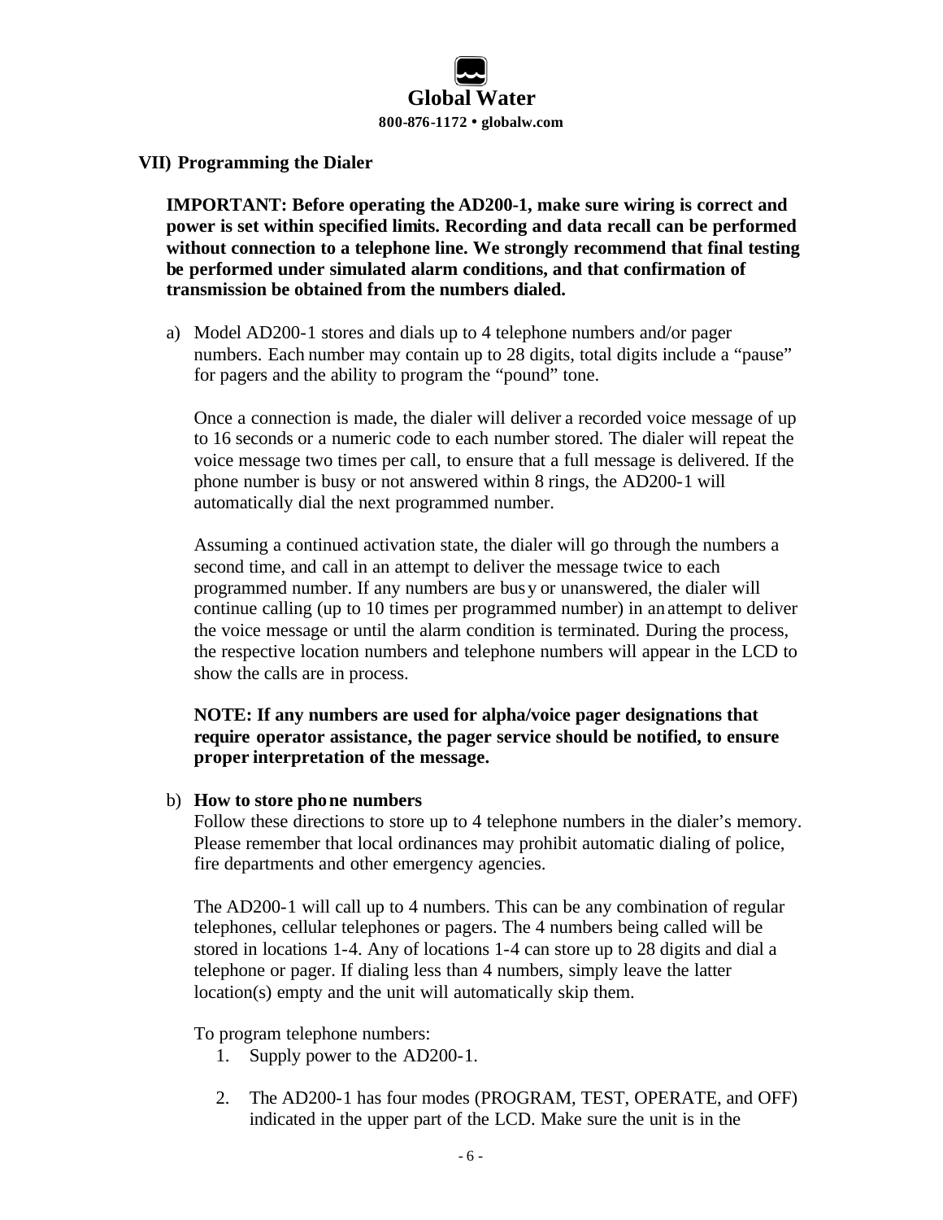## VII) Programming the Dialer

**IMPORTANT: Before operating the AD200-1, make sure wiring is correct and power is set within specified limits. Recording and data recall can be performed without connection to a telephone line. We strongly recommend that final testing be performed under simulated alarm conditions, and that confirmation of transmission be obtained from the numbers dialed.**

a) Model AD200-1 stores and dials up to 4 telephone numbers and/or pager numbers. Each number may contain up to 28 digits, total digits include a "pause" for pagers and the ability to program the "pound" tone.

   Once a connection is made, the dialer will deliver a recorded voice message of up to 16 seconds or a numeric code to each number stored. The dialer will repeat the voice message two times per call, to ensure that a full message is delivered. If the phone number is busy or not answered within 8 rings, the AD200-1 will automatically dial the next programmed number.

   Assuming a continued activation state, the dialer will go through the numbers a second time, and call in an attempt to deliver the message twice to each programmed number. If any numbers are busy or unanswered, the dialer will continue calling (up to 10 times per programmed number) in an attempt to deliver the voice message or until the alarm condition is terminated. During the process, the respective location numbers and telephone numbers will appear in the LCD to show the calls are in process.

   **NOTE: If any numbers are used for alpha/voice pager designations that require operator assistance, the pager service should be notified, to ensure proper interpretation of the message.**

b) **How to store phone numbers**
   Follow these directions to store up to 4 telephone numbers in the dialer's memory. Please remember that local ordinances may prohibit automatic dialing of police, fire departments and other emergency agencies.

   The AD200-1 will call up to 4 numbers. This can be any combination of regular telephones, cellular telephones or pagers. The 4 numbers being called will be stored in locations 1-4. Any of locations 1-4 can store up to 28 digits and dial a telephone or pager. If dialing less than 4 numbers, simply leave the latter location(s) empty and the unit will automatically skip them.

   To program telephone numbers:

   1. Supply power to the AD200-1.

   2. The AD200-1 has four modes (PROGRAM, TEST, OPERATE, and OFF) indicated in the upper part of the LCD. Make sure the unit is in the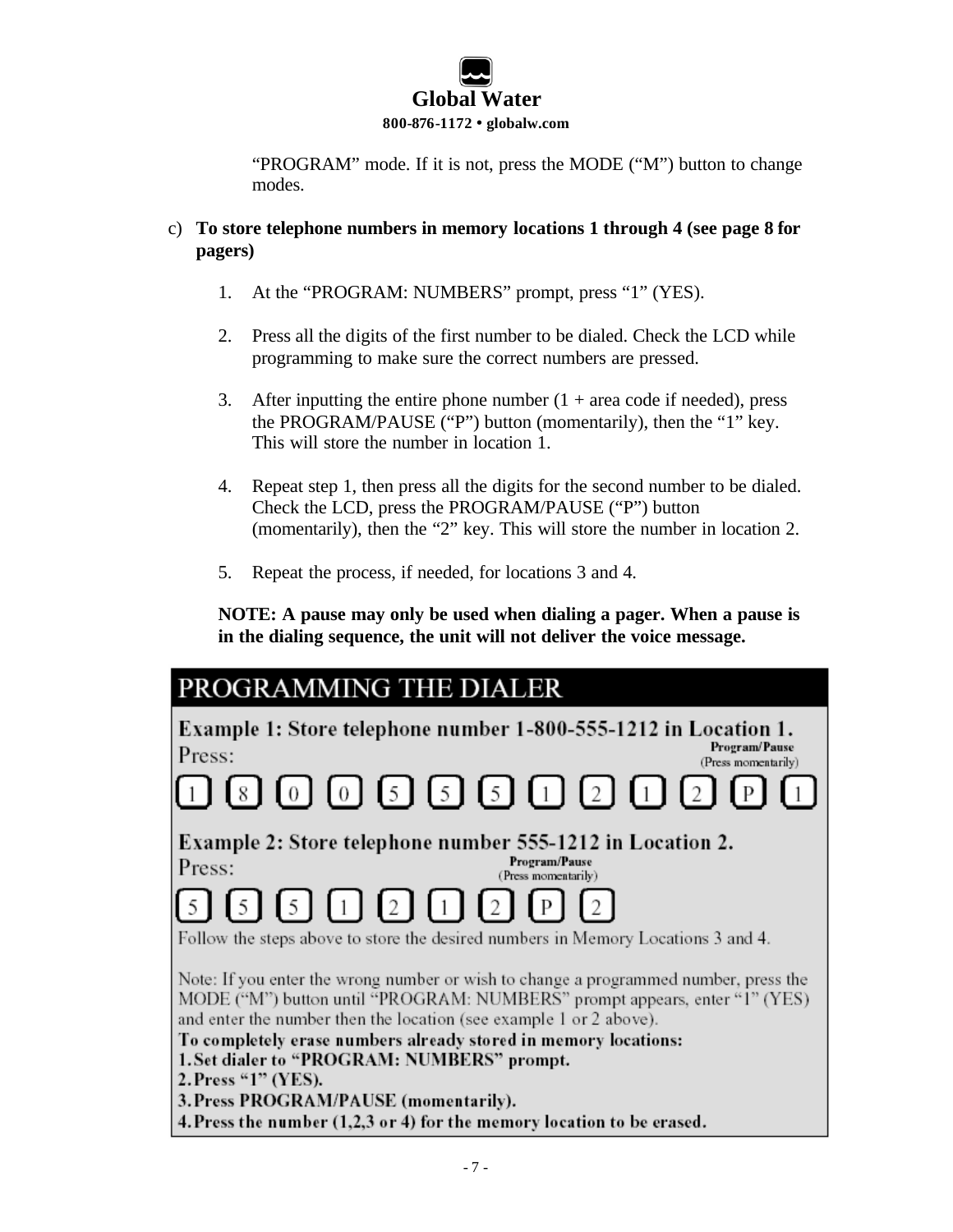"PROGRAM" mode. If it is not, press the MODE ("M") button to change modes.

c) **To store telephone numbers in memory locations 1 through 4 (see page 8 for pagers)**

1. At the "PROGRAM: NUMBERS" prompt, press "1" (YES).

2. Press all the digits of the first number to be dialed. Check the LCD while programming to make sure the correct numbers are pressed.

3. After inputting the entire phone number (1 + area code if needed), press the PROGRAM/PAUSE ("P") button (momentarily), then the "1" key. This will store the number in location 1.

4. Repeat step 1, then press all the digits for the second number to be dialed. Check the LCD, press the PROGRAM/PAUSE ("P") button (momentarily), then the "2" key. This will store the number in location 2.

5. Repeat the process, if needed, for locations 3 and 4.

**NOTE: A pause may only be used when dialing a pager. When a pause is in the dialing sequence, the unit will not deliver the voice message.**

## PROGRAMMING THE DIALER

**Example 1: Store telephone number 1-800-555-1212 in Location 1.**

Press: Program/Pause (Press momentarily)

[1] [8] [0] [0] [5] [5] [5] [1] [2] [1] [2] [P] [1]

**Example 2: Store telephone number 555-1212 in Location 2.**

Press: Program/Pause (Press momentarily)

[5] [5] [5] [1] [2] [1] [2] [P] [2]

Follow the steps above to store the desired numbers in Memory Locations 3 and 4.

Note: If you enter the wrong number or wish to change a programmed number, press the MODE ("M") button until "PROGRAM: NUMBERS" prompt appears, enter "1" (YES) and enter the number then the location (see example 1 or 2 above).

**To completely erase numbers already stored in memory locations:**

**1. Set dialer to "PROGRAM: NUMBERS" prompt.**

**2. Press "1" (YES).**

**3. Press PROGRAM/PAUSE (momentarily).**

**4. Press the number (1,2,3 or 4) for the memory location to be erased.**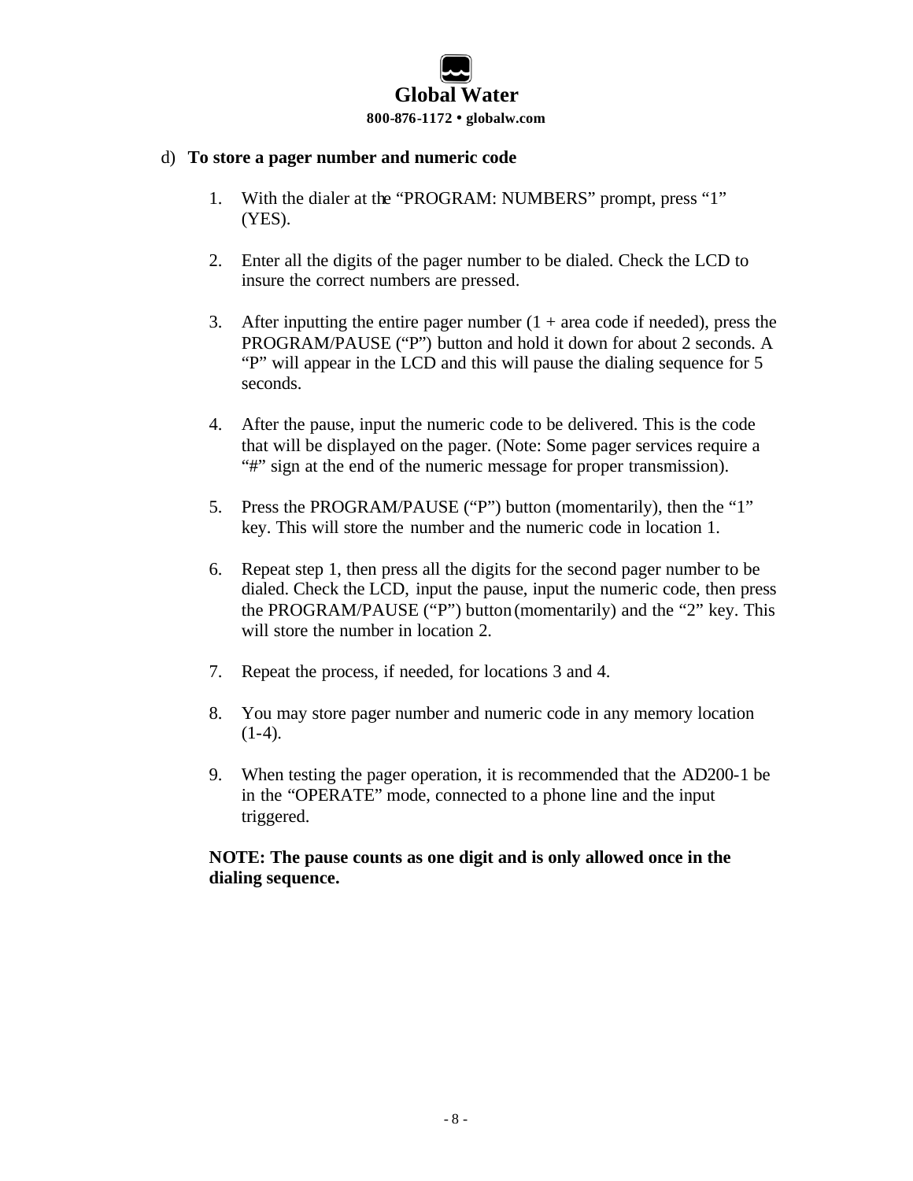d) **To store a pager number and numeric code**

1. With the dialer at the “PROGRAM: NUMBERS” prompt, press “1” (YES).

2. Enter all the digits of the pager number to be dialed. Check the LCD to insure the correct numbers are pressed.

3. After inputting the entire pager number (1 + area code if needed), press the PROGRAM/PAUSE (“P”) button and hold it down for about 2 seconds. A “P” will appear in the LCD and this will pause the dialing sequence for 5 seconds.

4. After the pause, input the numeric code to be delivered. This is the code that will be displayed on the pager. (Note: Some pager services require a “#” sign at the end of the numeric message for proper transmission).

5. Press the PROGRAM/PAUSE (“P”) button (momentarily), then the “1” key. This will store the number and the numeric code in location 1.

6. Repeat step 1, then press all the digits for the second pager number to be dialed. Check the LCD, input the pause, input the numeric code, then press the PROGRAM/PAUSE (“P”) button (momentarily) and the “2” key. This will store the number in location 2.

7. Repeat the process, if needed, for locations 3 and 4.

8. You may store pager number and numeric code in any memory location (1-4).

9. When testing the pager operation, it is recommended that the AD200-1 be in the “OPERATE” mode, connected to a phone line and the input triggered.

**NOTE: The pause counts as one digit and is only allowed once in the dialing sequence.**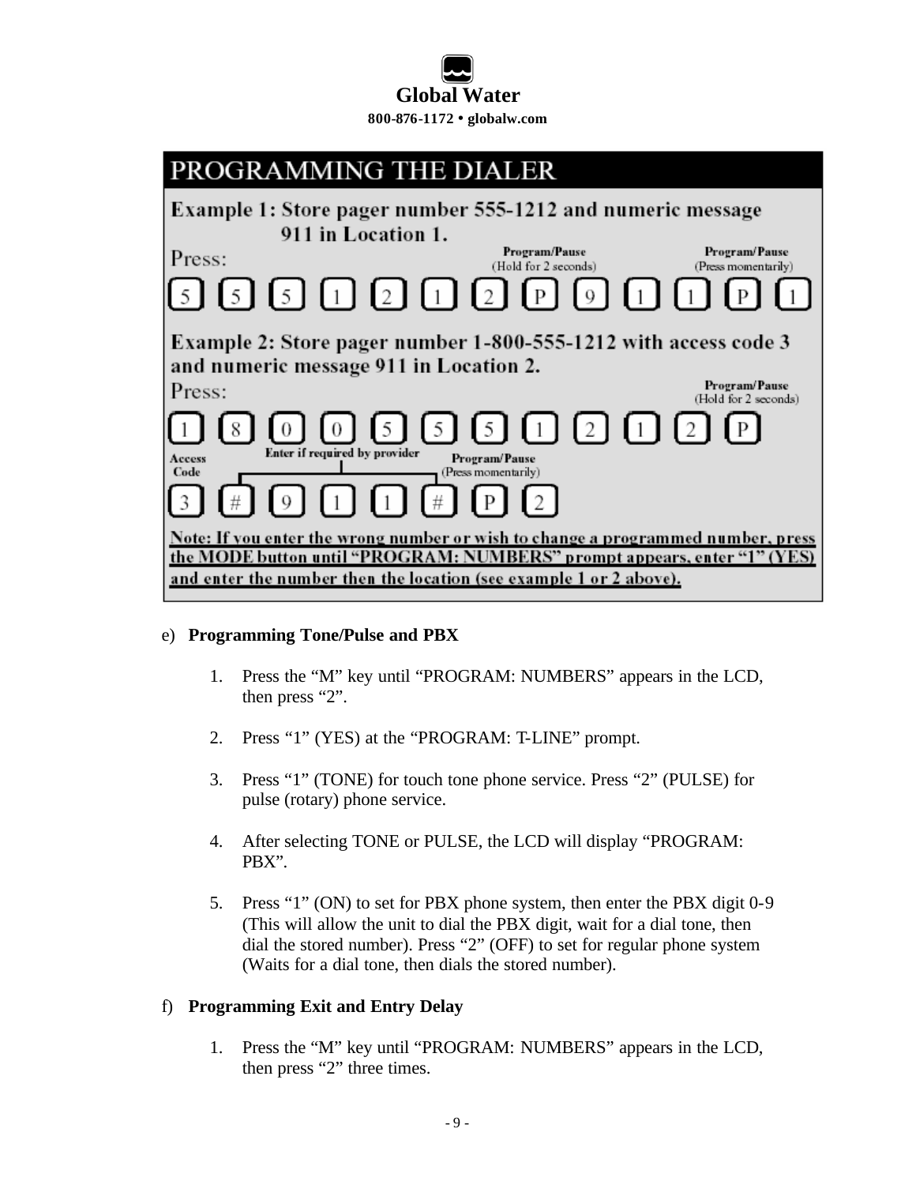## PROGRAMMING THE DIALER

**Example 1: Store pager number 555-1212 and numeric message 911 in Location 1.**

Press:

[5] [5] [5] [1] [2] [1] [2] [P] [9] [1] [1] [P] [1]

(First P: Program/Pause (Hold for 2 seconds); second P: Program/Pause (Press momentarily))

**Example 2: Store pager number 1-800-555-1212 with access code 3 and numeric message 911 in Location 2.**

Press:

[1] [8] [0] [0] [5] [5] [5] [1] [2] [1] [2] [P]

(P: Program/Pause (Hold for 2 seconds))

[3] [#] [9] [1] [1] [#] [P] [2]

(3: Access Code; # ... #: Enter if required by provider; P: Program/Pause (Press momentarily))

**Note: If you enter the wrong number or wish to change a programmed number, press the MODE button until "PROGRAM: NUMBERS" prompt appears, enter "1" (YES) and enter the number then the location (see example 1 or 2 above).**

e) **Programming Tone/Pulse and PBX**

1. Press the "M" key until "PROGRAM: NUMBERS" appears in the LCD, then press "2".
2. Press "1" (YES) at the "PROGRAM: T-LINE" prompt.
3. Press "1" (TONE) for touch tone phone service. Press "2" (PULSE) for pulse (rotary) phone service.
4. After selecting TONE or PULSE, the LCD will display "PROGRAM: PBX".
5. Press "1" (ON) to set for PBX phone system, then enter the PBX digit 0-9 (This will allow the unit to dial the PBX digit, wait for a dial tone, then dial the stored number). Press "2" (OFF) to set for regular phone system (Waits for a dial tone, then dials the stored number).

f) **Programming Exit and Entry Delay**

1. Press the "M" key until "PROGRAM: NUMBERS" appears in the LCD, then press "2" three times.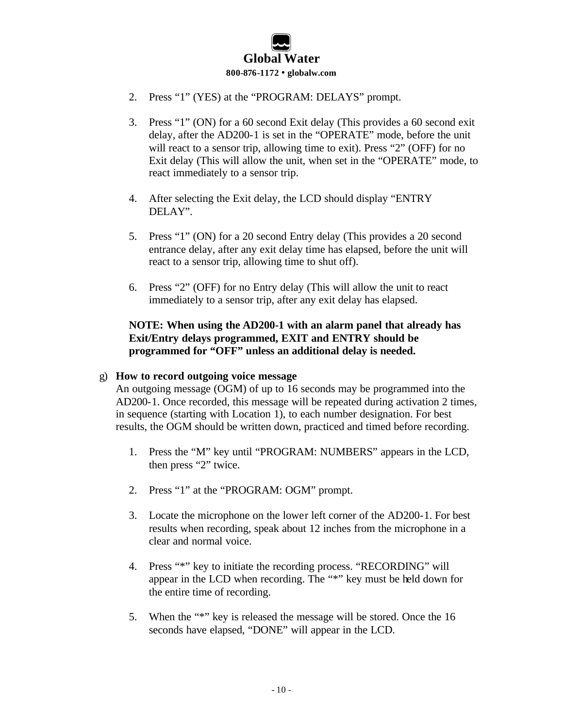2. Press “1” (YES) at the “PROGRAM: DELAYS” prompt.

3. Press “1” (ON) for a 60 second Exit delay (This provides a 60 second exit delay, after the AD200-1 is set in the “OPERATE” mode, before the unit will react to a sensor trip, allowing time to exit). Press “2” (OFF) for no Exit delay (This will allow the unit, when set in the “OPERATE” mode, to react immediately to a sensor trip.

4. After selecting the Exit delay, the LCD should display “ENTRY DELAY”.

5. Press “1” (ON) for a 20 second Entry delay (This provides a 20 second entrance delay, after any exit delay time has elapsed, before the unit will react to a sensor trip, allowing time to shut off).

6. Press “2” (OFF) for no Entry delay (This will allow the unit to react immediately to a sensor trip, after any exit delay has elapsed.

**NOTE: When using the AD200-1 with an alarm panel that already has Exit/Entry delays programmed, EXIT and ENTRY should be programmed for “OFF” unless an additional delay is needed.**

g) **How to record outgoing voice message**
An outgoing message (OGM) of up to 16 seconds may be programmed into the AD200-1. Once recorded, this message will be repeated during activation 2 times, in sequence (starting with Location 1), to each number designation. For best results, the OGM should be written down, practiced and timed before recording.

1. Press the “M” key until “PROGRAM: NUMBERS” appears in the LCD, then press “2” twice.

2. Press “1” at the “PROGRAM: OGM” prompt.

3. Locate the microphone on the lower left corner of the AD200-1. For best results when recording, speak about 12 inches from the microphone in a clear and normal voice.

4. Press “*” key to initiate the recording process. “RECORDING” will appear in the LCD when recording. The “*” key must be held down for the entire time of recording.

5. When the “*” key is released the message will be stored. Once the 16 seconds have elapsed, “DONE” will appear in the LCD.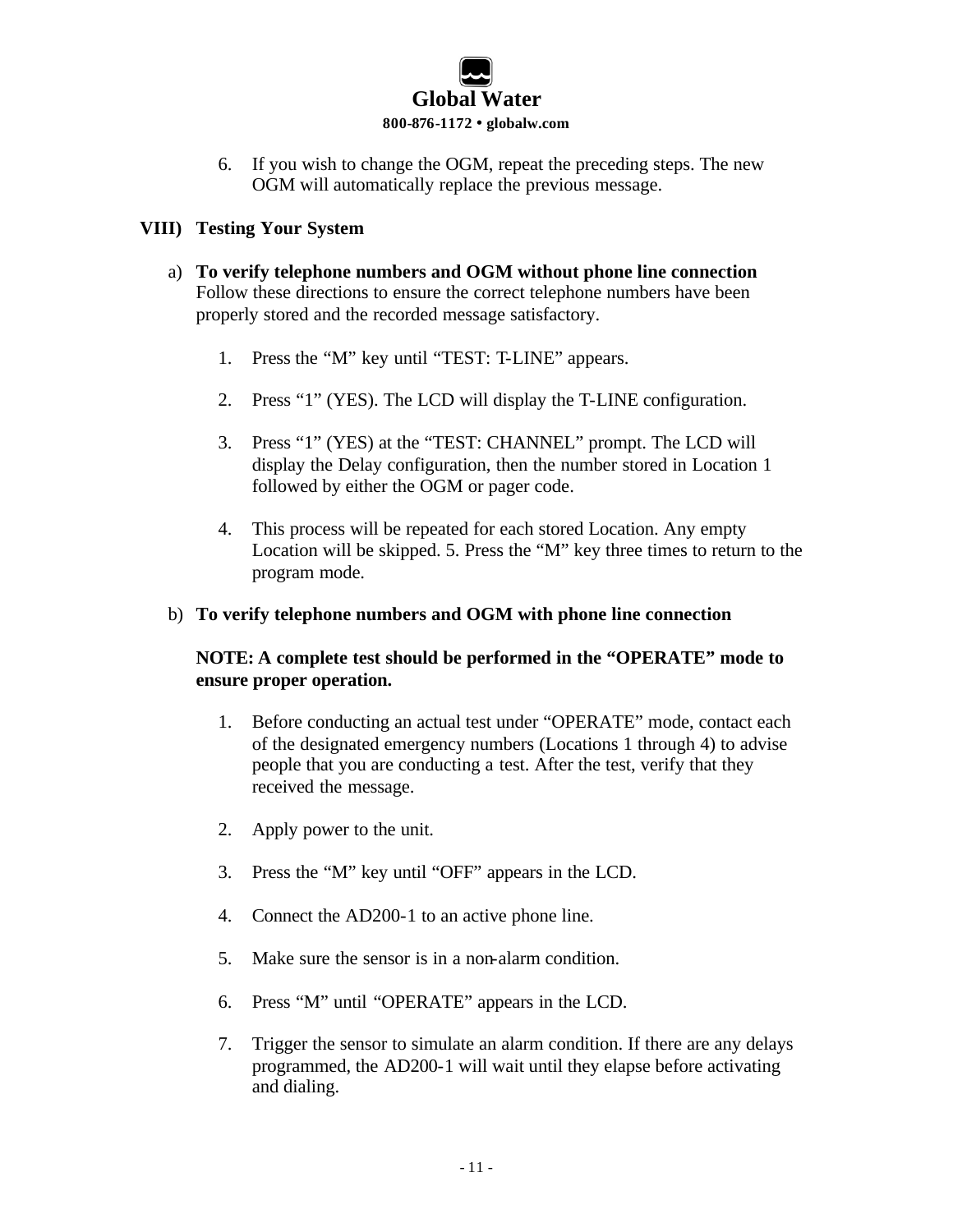6. If you wish to change the OGM, repeat the preceding steps. The new OGM will automatically replace the previous message.

## VIII) Testing Your System

a) **To verify telephone numbers and OGM without phone line connection**
Follow these directions to ensure the correct telephone numbers have been properly stored and the recorded message satisfactory.

1. Press the “M” key until “TEST: T-LINE” appears.

2. Press “1” (YES). The LCD will display the T-LINE configuration.

3. Press “1” (YES) at the “TEST: CHANNEL” prompt. The LCD will display the Delay configuration, then the number stored in Location 1 followed by either the OGM or pager code.

4. This process will be repeated for each stored Location. Any empty Location will be skipped. 5. Press the “M” key three times to return to the program mode.

b) **To verify telephone numbers and OGM with phone line connection**

**NOTE: A complete test should be performed in the “OPERATE” mode to ensure proper operation.**

1. Before conducting an actual test under “OPERATE” mode, contact each of the designated emergency numbers (Locations 1 through 4) to advise people that you are conducting a test. After the test, verify that they received the message.

2. Apply power to the unit.

3. Press the “M” key until “OFF” appears in the LCD.

4. Connect the AD200-1 to an active phone line.

5. Make sure the sensor is in a non-alarm condition.

6. Press “M” until “OPERATE” appears in the LCD.

7. Trigger the sensor to simulate an alarm condition. If there are any delays programmed, the AD200-1 will wait until they elapse before activating and dialing.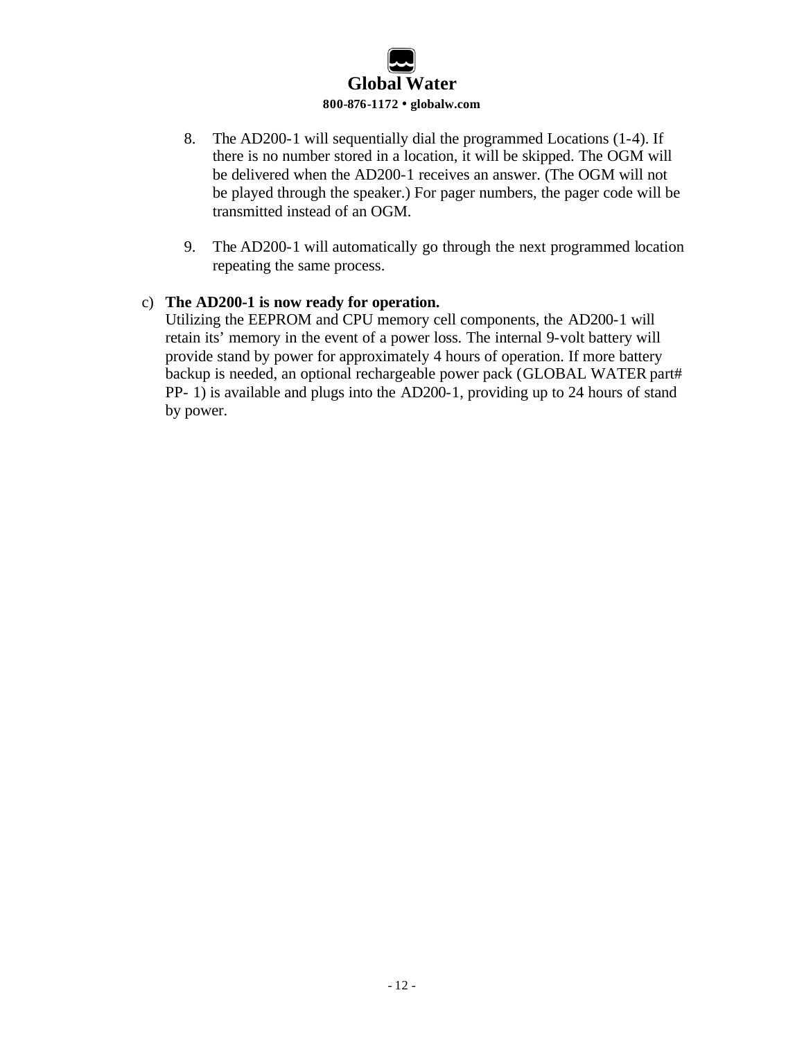8. The AD200-1 will sequentially dial the programmed Locations (1-4). If there is no number stored in a location, it will be skipped. The OGM will be delivered when the AD200-1 receives an answer. (The OGM will not be played through the speaker.) For pager numbers, the pager code will be transmitted instead of an OGM.

9. The AD200-1 will automatically go through the next programmed location repeating the same process.

c) **The AD200-1 is now ready for operation.**
Utilizing the EEPROM and CPU memory cell components, the AD200-1 will retain its' memory in the event of a power loss. The internal 9-volt battery will provide stand by power for approximately 4 hours of operation. If more battery backup is needed, an optional rechargeable power pack (GLOBAL WATER part# PP- 1) is available and plugs into the AD200-1, providing up to 24 hours of stand by power.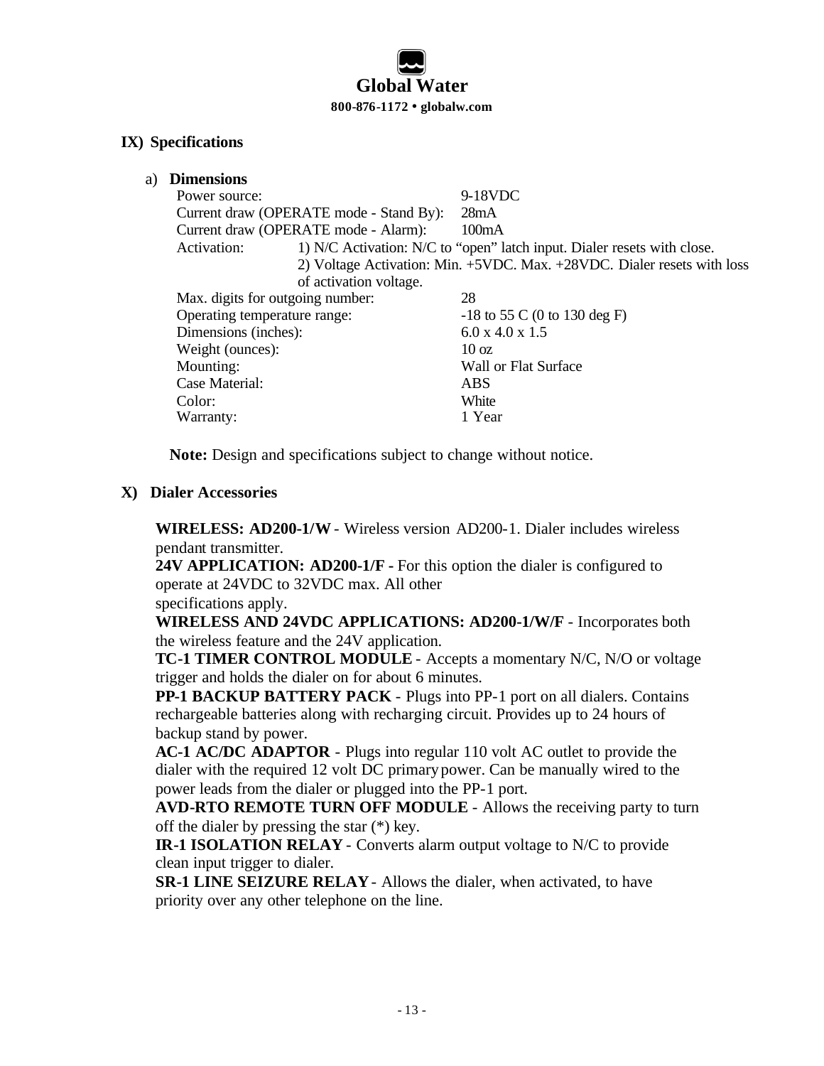**Global Water**

**800-876-1172 • globalw.com**

## IX) Specifications

### a) Dimensions

| | |
|---|---|
| Power source: | 9-18VDC |
| Current draw (OPERATE mode - Stand By): | 28mA |
| Current draw (OPERATE mode - Alarm): | 100mA |
| Activation: | 1) N/C Activation: N/C to "open" latch input. Dialer resets with close.<br>2) Voltage Activation: Min. +5VDC. Max. +28VDC. Dialer resets with loss of activation voltage. |
| Max. digits for outgoing number: | 28 |
| Operating temperature range: | -18 to 55 C (0 to 130 deg F) |
| Dimensions (inches): | 6.0 x 4.0 x 1.5 |
| Weight (ounces): | 10 oz |
| Mounting: | Wall or Flat Surface |
| Case Material: | ABS |
| Color: | White |
| Warranty: | 1 Year |

**Note:** Design and specifications subject to change without notice.

## X) Dialer Accessories

**WIRELESS: AD200-1/W** - Wireless version AD200-1. Dialer includes wireless pendant transmitter.

**24V APPLICATION: AD200-1/F -** For this option the dialer is configured to operate at 24VDC to 32VDC max. All other specifications apply.

**WIRELESS AND 24VDC APPLICATIONS: AD200-1/W/F** - Incorporates both the wireless feature and the 24V application.

**TC-1 TIMER CONTROL MODULE** - Accepts a momentary N/C, N/O or voltage trigger and holds the dialer on for about 6 minutes.

**PP-1 BACKUP BATTERY PACK** - Plugs into PP-1 port on all dialers. Contains rechargeable batteries along with recharging circuit. Provides up to 24 hours of backup stand by power.

**AC-1 AC/DC ADAPTOR** - Plugs into regular 110 volt AC outlet to provide the dialer with the required 12 volt DC primary power. Can be manually wired to the power leads from the dialer or plugged into the PP-1 port.

**AVD-RTO REMOTE TURN OFF MODULE** - Allows the receiving party to turn off the dialer by pressing the star (*) key.

**IR-1 ISOLATION RELAY** - Converts alarm output voltage to N/C to provide clean input trigger to dialer.

**SR-1 LINE SEIZURE RELAY** - Allows the dialer, when activated, to have priority over any other telephone on the line.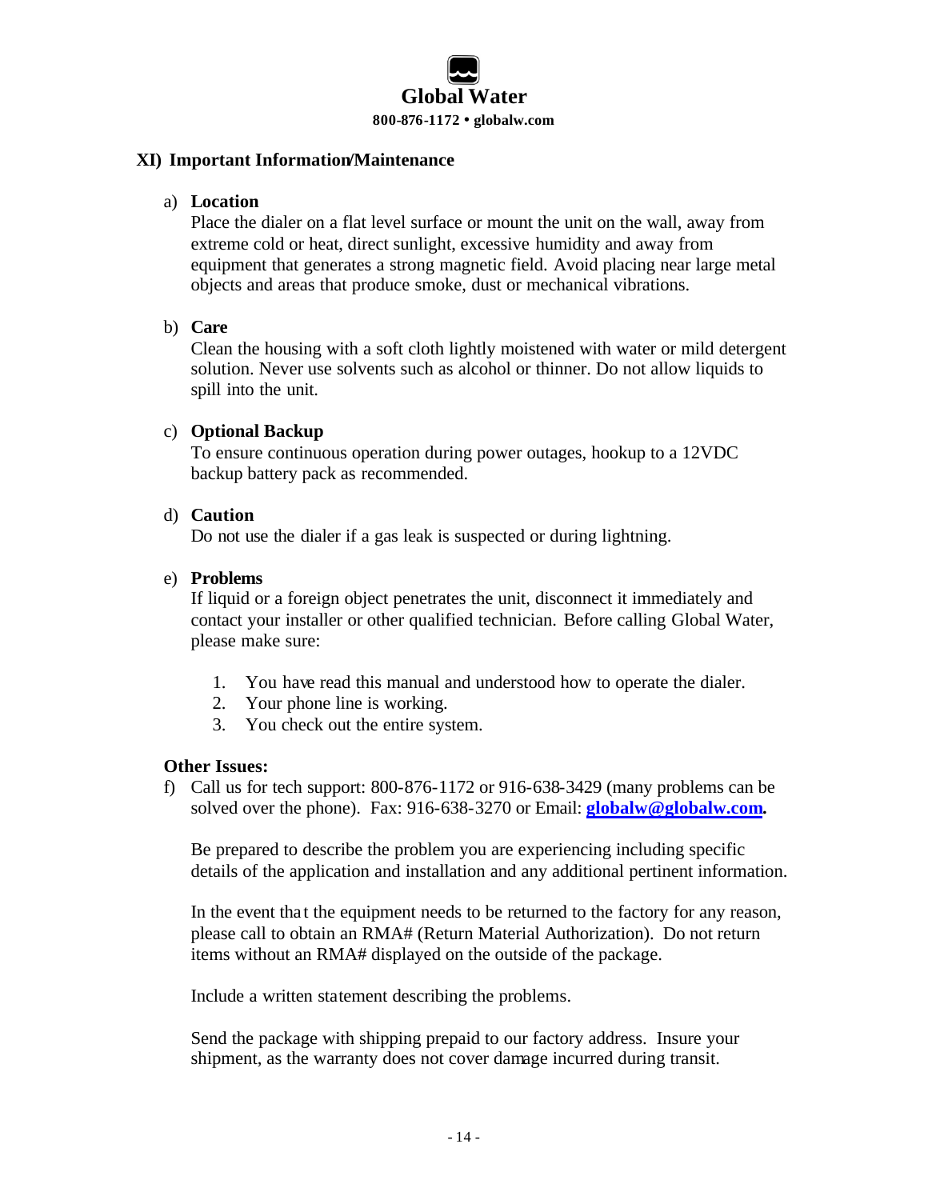## XI) Important Information/Maintenance

a) **Location**
Place the dialer on a flat level surface or mount the unit on the wall, away from extreme cold or heat, direct sunlight, excessive humidity and away from equipment that generates a strong magnetic field. Avoid placing near large metal objects and areas that produce smoke, dust or mechanical vibrations.

b) **Care**
Clean the housing with a soft cloth lightly moistened with water or mild detergent solution. Never use solvents such as alcohol or thinner. Do not allow liquids to spill into the unit.

c) **Optional Backup**
To ensure continuous operation during power outages, hookup to a 12VDC backup battery pack as recommended.

d) **Caution**
Do not use the dialer if a gas leak is suspected or during lightning.

e) **Problems**
If liquid or a foreign object penetrates the unit, disconnect it immediately and contact your installer or other qualified technician. Before calling Global Water, please make sure:

1. You have read this manual and understood how to operate the dialer.
2. Your phone line is working.
3. You check out the entire system.

**Other Issues:**

f) Call us for tech support: 800-876-1172 or 916-638-3429 (many problems can be solved over the phone). Fax: 916-638-3270 or Email: **globalw@globalw.com.**

Be prepared to describe the problem you are experiencing including specific details of the application and installation and any additional pertinent information.

In the event that the equipment needs to be returned to the factory for any reason, please call to obtain an RMA# (Return Material Authorization). Do not return items without an RMA# displayed on the outside of the package.

Include a written statement describing the problems.

Send the package with shipping prepaid to our factory address. Insure your shipment, as the warranty does not cover damage incurred during transit.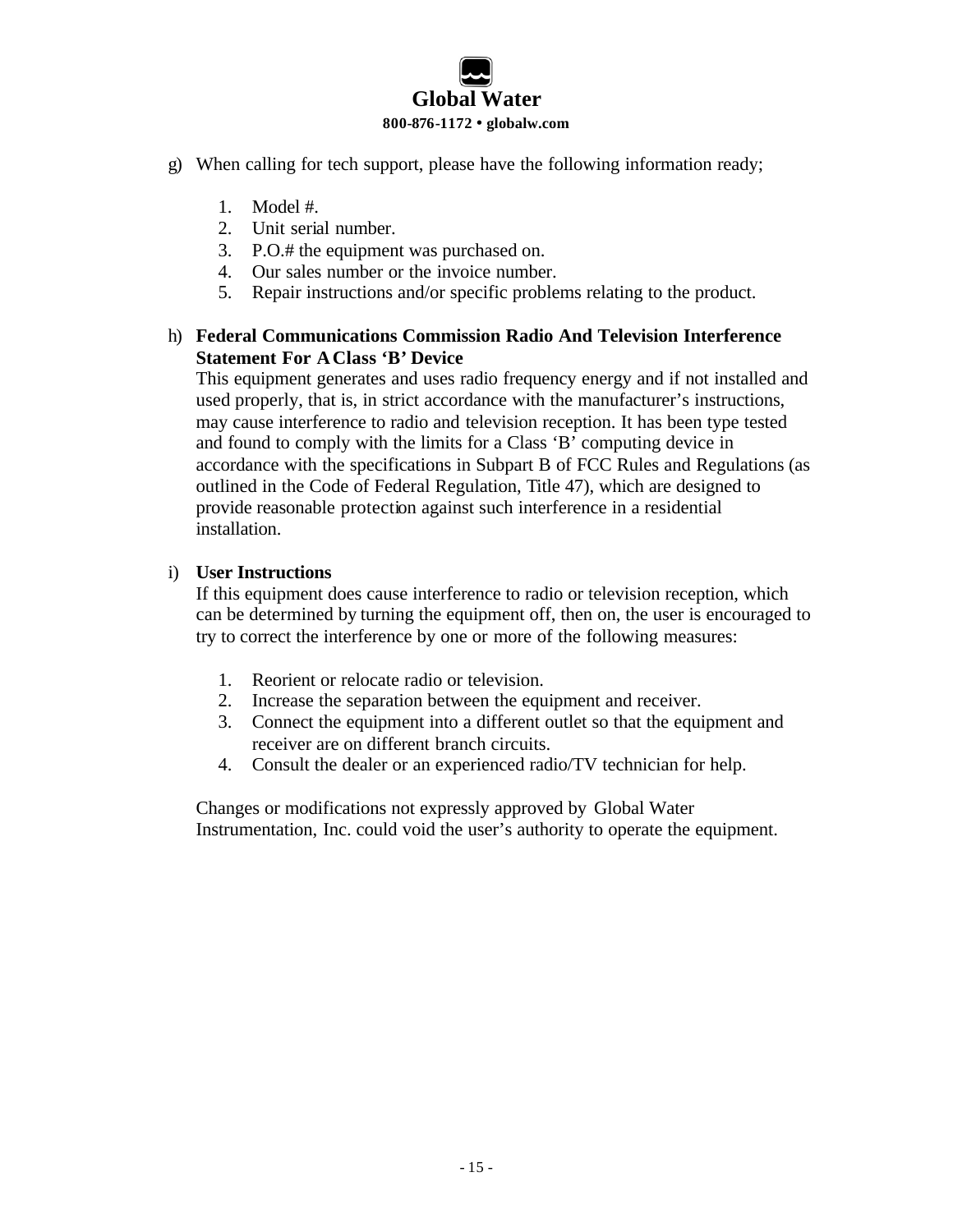g) When calling for tech support, please have the following information ready;

   1. Model #.
   2. Unit serial number.
   3. P.O.# the equipment was purchased on.
   4. Our sales number or the invoice number.
   5. Repair instructions and/or specific problems relating to the product.

h) **Federal Communications Commission Radio And Television Interference Statement For A Class 'B' Device**
   This equipment generates and uses radio frequency energy and if not installed and used properly, that is, in strict accordance with the manufacturer's instructions, may cause interference to radio and television reception. It has been type tested and found to comply with the limits for a Class 'B' computing device in accordance with the specifications in Subpart B of FCC Rules and Regulations (as outlined in the Code of Federal Regulation, Title 47), which are designed to provide reasonable protection against such interference in a residential installation.

i) **User Instructions**
   If this equipment does cause interference to radio or television reception, which can be determined by turning the equipment off, then on, the user is encouraged to try to correct the interference by one or more of the following measures:

   1. Reorient or relocate radio or television.
   2. Increase the separation between the equipment and receiver.
   3. Connect the equipment into a different outlet so that the equipment and receiver are on different branch circuits.
   4. Consult the dealer or an experienced radio/TV technician for help.

   Changes or modifications not expressly approved by Global Water Instrumentation, Inc. could void the user's authority to operate the equipment.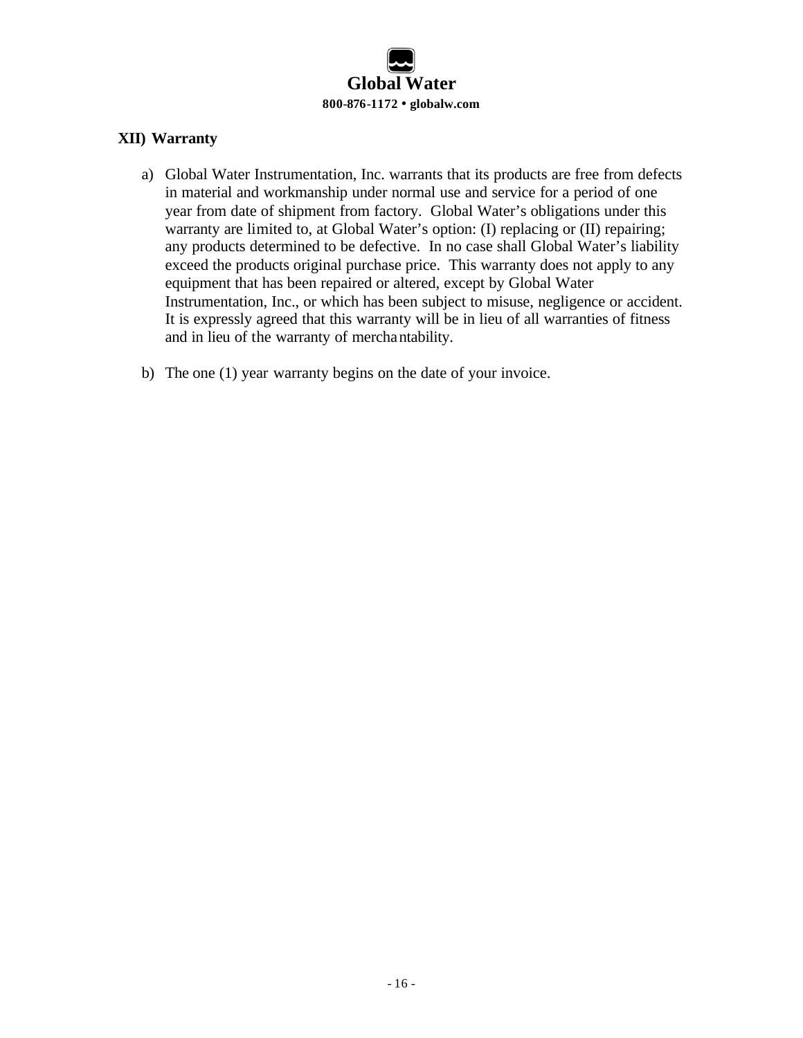## XII) Warranty

a) Global Water Instrumentation, Inc. warrants that its products are free from defects in material and workmanship under normal use and service for a period of one year from date of shipment from factory. Global Water's obligations under this warranty are limited to, at Global Water's option: (I) replacing or (II) repairing; any products determined to be defective. In no case shall Global Water's liability exceed the products original purchase price. This warranty does not apply to any equipment that has been repaired or altered, except by Global Water Instrumentation, Inc., or which has been subject to misuse, negligence or accident. It is expressly agreed that this warranty will be in lieu of all warranties of fitness and in lieu of the warranty of merchantability.

b) The one (1) year warranty begins on the date of your invoice.